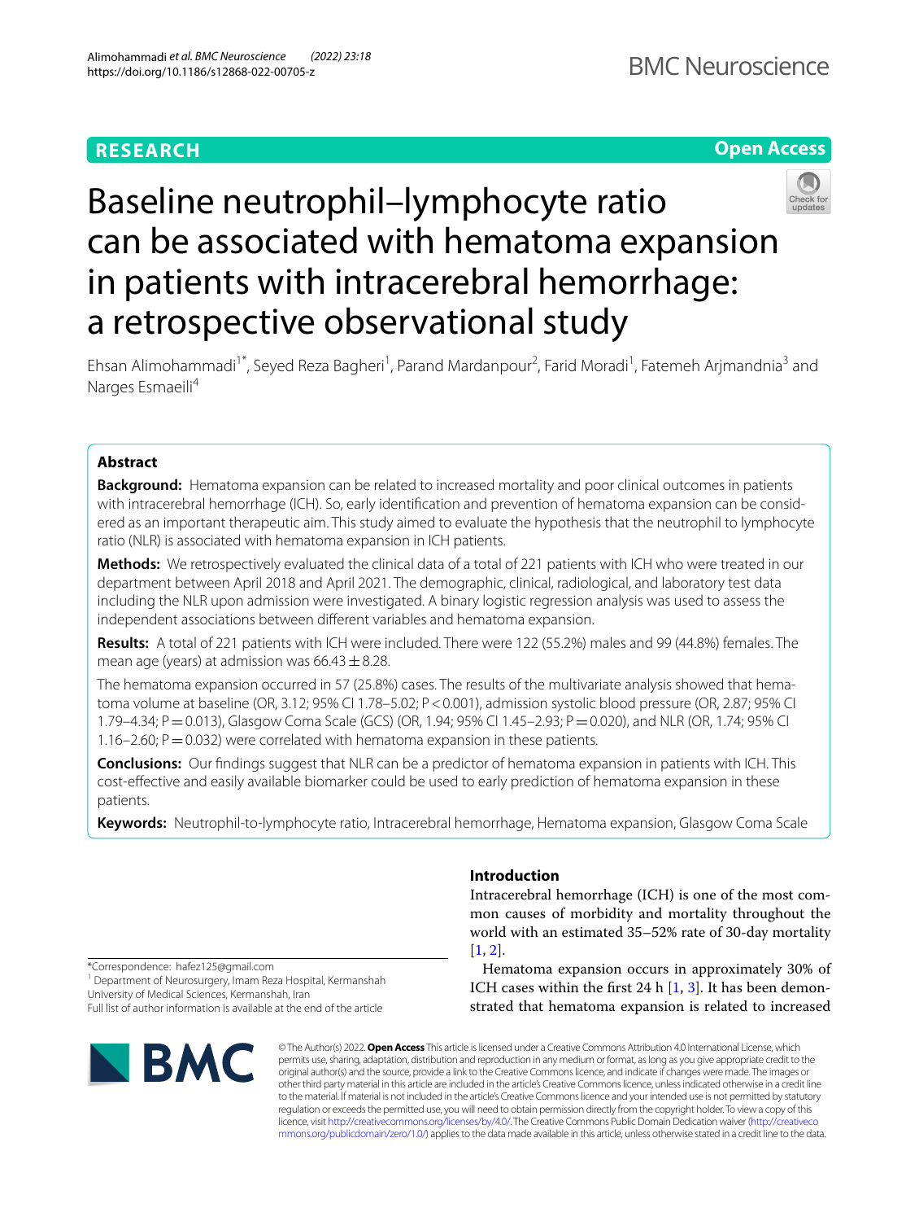RESEARCH

Open Access

# Baseline neutrophil–lymphocyte ratio can be associated with hematoma expansion in patients with intracerebral hemorrhage: a retrospective observational study

Ehsan Alimohammadi[1*], Seyed Reza Bagheri[1], Parand Mardanpour[2], Farid Moradi[1], Fatemeh Arjmandnia[3] and Narges Esmaeili[4]

## Abstract

**Background:** Hematoma expansion can be related to increased mortality and poor clinical outcomes in patients with intracerebral hemorrhage (ICH). So, early identification and prevention of hematoma expansion can be considered as an important therapeutic aim. This study aimed to evaluate the hypothesis that the neutrophil to lymphocyte ratio (NLR) is associated with hematoma expansion in ICH patients.

**Methods:** We retrospectively evaluated the clinical data of a total of 221 patients with ICH who were treated in our department between April 2018 and April 2021. The demographic, clinical, radiological, and laboratory test data including the NLR upon admission were investigated. A binary logistic regression analysis was used to assess the independent associations between different variables and hematoma expansion.

**Results:** A total of 221 patients with ICH were included. There were 122 (55.2%) males and 99 (44.8%) females. The mean age (years) at admission was 66.43 ± 8.28.

The hematoma expansion occurred in 57 (25.8%) cases. The results of the multivariate analysis showed that hematoma volume at baseline (OR, 3.12; 95% CI 1.78–5.02; P < 0.001), admission systolic blood pressure (OR, 2.87; 95% CI 1.79–4.34; P = 0.013), Glasgow Coma Scale (GCS) (OR, 1.94; 95% CI 1.45–2.93; P = 0.020), and NLR (OR, 1.74; 95% CI 1.16–2.60; P = 0.032) were correlated with hematoma expansion in these patients.

**Conclusions:** Our findings suggest that NLR can be a predictor of hematoma expansion in patients with ICH. This cost-effective and easily available biomarker could be used to early prediction of hematoma expansion in these patients.

**Keywords:** Neutrophil-to-lymphocyte ratio, Intracerebral hemorrhage, Hematoma expansion, Glasgow Coma Scale

## Introduction

Intracerebral hemorrhage (ICH) is one of the most common causes of morbidity and mortality throughout the world with an estimated 35–52% rate of 30-day mortality [1, 2].

Hematoma expansion occurs in approximately 30% of ICH cases within the first 24 h [1, 3]. It has been demonstrated that hematoma expansion is related to increased

*Correspondence: hafez125@gmail.com
[1] Department of Neurosurgery, Imam Reza Hospital, Kermanshah University of Medical Sciences, Kermanshah, Iran
Full list of author information is available at the end of the article

© The Author(s) 2022. **Open Access** This article is licensed under a Creative Commons Attribution 4.0 International License, which permits use, sharing, adaptation, distribution and reproduction in any medium or format, as long as you give appropriate credit to the original author(s) and the source, provide a link to the Creative Commons licence, and indicate if changes were made. The images or other third party material in this article are included in the article's Creative Commons licence, unless indicated otherwise in a credit line to the material. If material is not included in the article's Creative Commons licence and your intended use is not permitted by statutory regulation or exceeds the permitted use, you will need to obtain permission directly from the copyright holder. To view a copy of this licence, visit http://creativecommons.org/licenses/by/4.0/. The Creative Commons Public Domain Dedication waiver (http://creativecommons.org/publicdomain/zero/1.0/) applies to the data made available in this article, unless otherwise stated in a credit line to the data.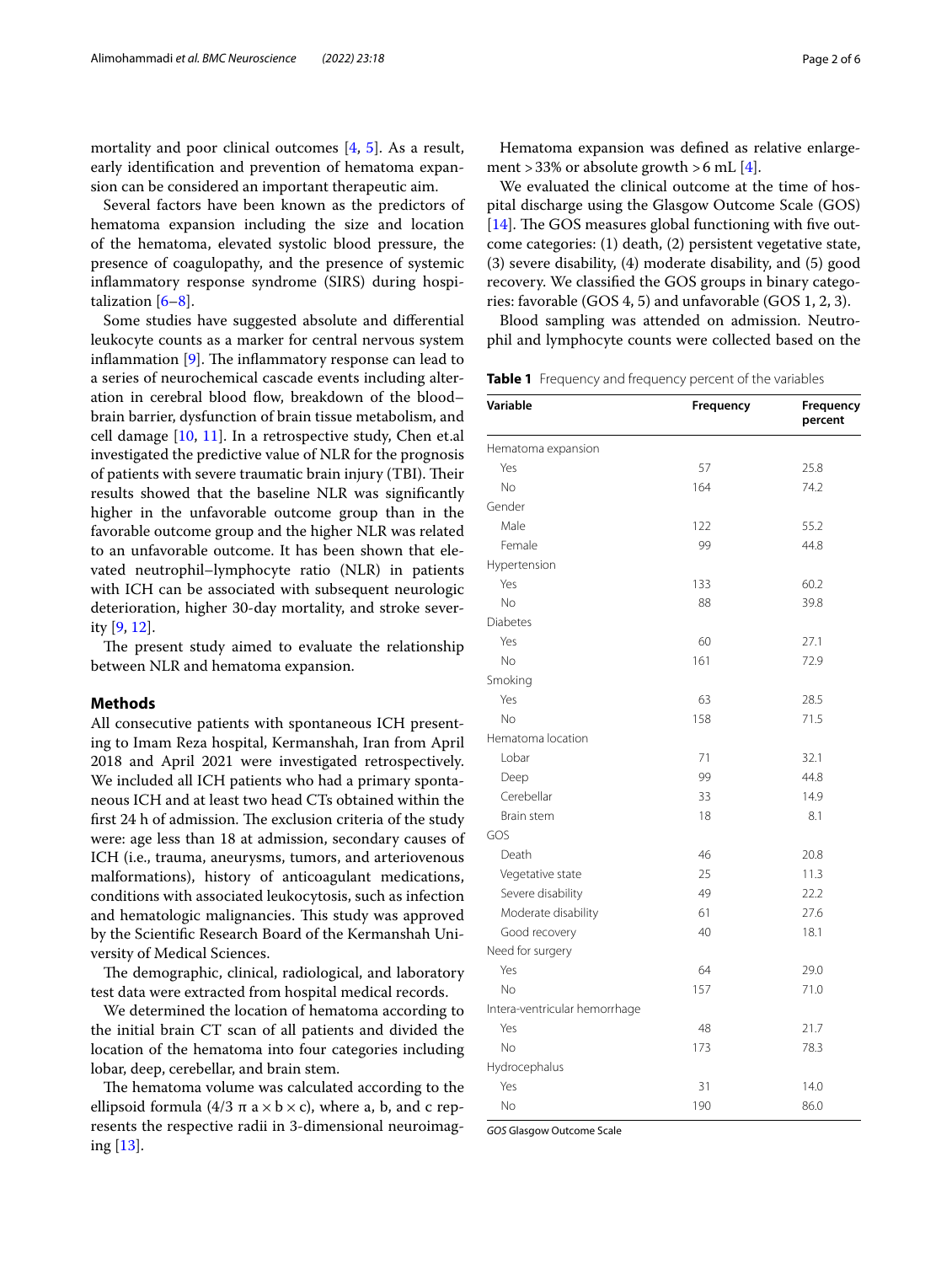mortality and poor clinical outcomes [4, 5]. As a result, early identification and prevention of hematoma expansion can be considered an important therapeutic aim.

Several factors have been known as the predictors of hematoma expansion including the size and location of the hematoma, elevated systolic blood pressure, the presence of coagulopathy, and the presence of systemic inflammatory response syndrome (SIRS) during hospitalization [6–8].

Some studies have suggested absolute and differential leukocyte counts as a marker for central nervous system inflammation [9]. The inflammatory response can lead to a series of neurochemical cascade events including alteration in cerebral blood flow, breakdown of the blood–brain barrier, dysfunction of brain tissue metabolism, and cell damage [10, 11]. In a retrospective study, Chen et.al investigated the predictive value of NLR for the prognosis of patients with severe traumatic brain injury (TBI). Their results showed that the baseline NLR was significantly higher in the unfavorable outcome group than in the favorable outcome group and the higher NLR was related to an unfavorable outcome. It has been shown that elevated neutrophil–lymphocyte ratio (NLR) in patients with ICH can be associated with subsequent neurologic deterioration, higher 30-day mortality, and stroke severity [9, 12].

The present study aimed to evaluate the relationship between NLR and hematoma expansion.

## Methods

All consecutive patients with spontaneous ICH presenting to Imam Reza hospital, Kermanshah, Iran from April 2018 and April 2021 were investigated retrospectively. We included all ICH patients who had a primary spontaneous ICH and at least two head CTs obtained within the first 24 h of admission. The exclusion criteria of the study were: age less than 18 at admission, secondary causes of ICH (i.e., trauma, aneurysms, tumors, and arteriovenous malformations), history of anticoagulant medications, conditions with associated leukocytosis, such as infection and hematologic malignancies. This study was approved by the Scientific Research Board of the Kermanshah University of Medical Sciences.

The demographic, clinical, radiological, and laboratory test data were extracted from hospital medical records.

We determined the location of hematoma according to the initial brain CT scan of all patients and divided the location of the hematoma into four categories including lobar, deep, cerebellar, and brain stem.

The hematoma volume was calculated according to the ellipsoid formula ($4/3\ \pi\ a \times b \times c$), where a, b, and c represents the respective radii in 3-dimensional neuroimaging [13].

Hematoma expansion was defined as relative enlargement >33% or absolute growth >6 mL [4].

We evaluated the clinical outcome at the time of hospital discharge using the Glasgow Outcome Scale (GOS) [14]. The GOS measures global functioning with five outcome categories: (1) death, (2) persistent vegetative state, (3) severe disability, (4) moderate disability, and (5) good recovery. We classified the GOS groups in binary categories: favorable (GOS 4, 5) and unfavorable (GOS 1, 2, 3).

Blood sampling was attended on admission. Neutrophil and lymphocyte counts were collected based on the

**Table 1** Frequency and frequency percent of the variables

| Variable | Frequency | Frequency percent |
|---|---|---|
| Hematoma expansion | | |
| Yes | 57 | 25.8 |
| No | 164 | 74.2 |
| Gender | | |
| Male | 122 | 55.2 |
| Female | 99 | 44.8 |
| Hypertension | | |
| Yes | 133 | 60.2 |
| No | 88 | 39.8 |
| Diabetes | | |
| Yes | 60 | 27.1 |
| No | 161 | 72.9 |
| Smoking | | |
| Yes | 63 | 28.5 |
| No | 158 | 71.5 |
| Hematoma location | | |
| Lobar | 71 | 32.1 |
| Deep | 99 | 44.8 |
| Cerebellar | 33 | 14.9 |
| Brain stem | 18 | 8.1 |
| GOS | | |
| Death | 46 | 20.8 |
| Vegetative state | 25 | 11.3 |
| Severe disability | 49 | 22.2 |
| Moderate disability | 61 | 27.6 |
| Good recovery | 40 | 18.1 |
| Need for surgery | | |
| Yes | 64 | 29.0 |
| No | 157 | 71.0 |
| Intera-ventricular hemorrhage | | |
| Yes | 48 | 21.7 |
| No | 173 | 78.3 |
| Hydrocephalus | | |
| Yes | 31 | 14.0 |
| No | 190 | 86.0 |

*GOS* Glasgow Outcome Scale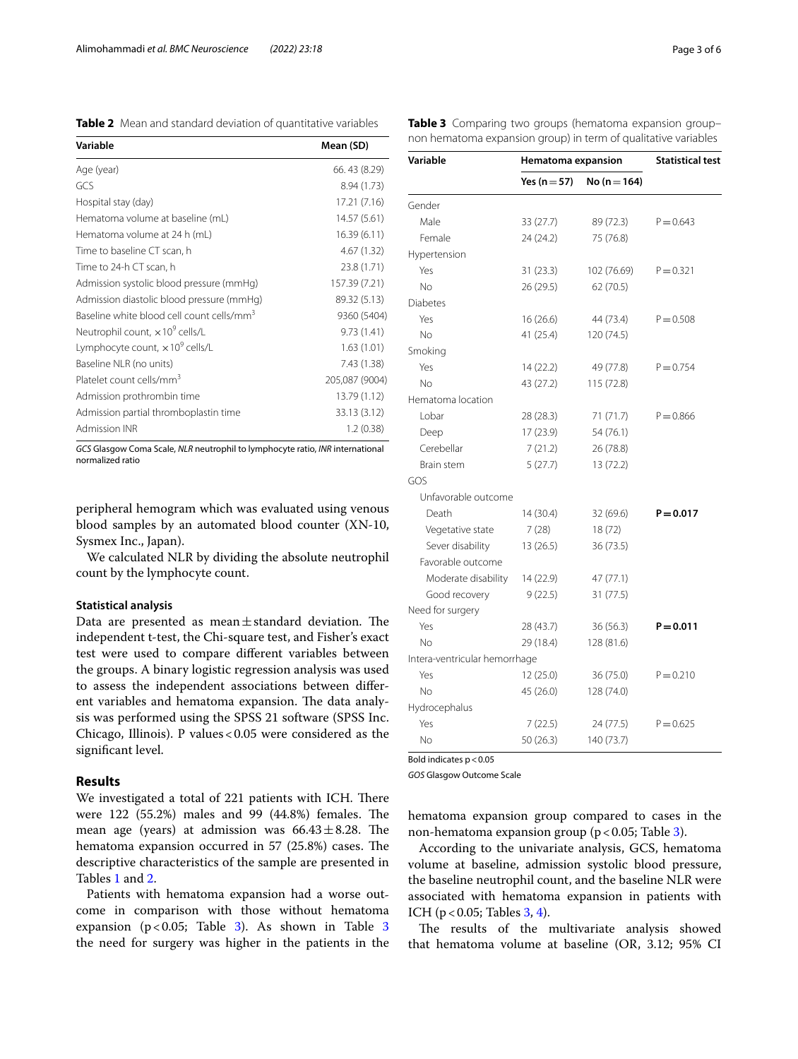**Table 2** Mean and standard deviation of quantitative variables

| Variable | Mean (SD) |
|---|---|
| Age (year) | 66. 43 (8.29) |
| GCS | 8.94 (1.73) |
| Hospital stay (day) | 17.21 (7.16) |
| Hematoma volume at baseline (mL) | 14.57 (5.61) |
| Hematoma volume at 24 h (mL) | 16.39 (6.11) |
| Time to baseline CT scan, h | 4.67 (1.32) |
| Time to 24-h CT scan, h | 23.8 (1.71) |
| Admission systolic blood pressure (mmHg) | 157.39 (7.21) |
| Admission diastolic blood pressure (mmHg) | 89.32 (5.13) |
| Baseline white blood cell count cells/mm$^3$ | 9360 (5404) |
| Neutrophil count, $\times 10^9$ cells/L | 9.73 (1.41) |
| Lymphocyte count, $\times 10^9$ cells/L | 1.63 (1.01) |
| Baseline NLR (no units) | 7.43 (1.38) |
| Platelet count cells/mm$^3$ | 205,087 (9004) |
| Admission prothrombin time | 13.79 (1.12) |
| Admission partial thromboplastin time | 33.13 (3.12) |
| Admission INR | 1.2 (0.38) |

*GCS* Glasgow Coma Scale, *NLR* neutrophil to lymphocyte ratio, *INR* international normalized ratio

peripheral hemogram which was evaluated using venous blood samples by an automated blood counter (XN-10, Sysmex Inc., Japan).

We calculated NLR by dividing the absolute neutrophil count by the lymphocyte count.

### Statistical analysis

Data are presented as mean ± standard deviation. The independent t-test, the Chi-square test, and Fisher's exact test were used to compare different variables between the groups. A binary logistic regression analysis was used to assess the independent associations between different variables and hematoma expansion. The data analysis was performed using the SPSS 21 software (SPSS Inc. Chicago, Illinois). P values < 0.05 were considered as the significant level.

## Results

We investigated a total of 221 patients with ICH. There were 122 (55.2%) males and 99 (44.8%) females. The mean age (years) at admission was 66.43 ± 8.28. The hematoma expansion occurred in 57 (25.8%) cases. The descriptive characteristics of the sample are presented in Tables 1 and 2.

Patients with hematoma expansion had a worse outcome in comparison with those without hematoma expansion ($p < 0.05$; Table 3). As shown in Table 3 the need for surgery was higher in the patients in the hematoma expansion group compared to cases in the non-hematoma expansion group ($p < 0.05$; Table 3).

According to the univariate analysis, GCS, hematoma volume at baseline, admission systolic blood pressure, the baseline neutrophil count, and the baseline NLR were associated with hematoma expansion in patients with ICH ($p < 0.05$; Tables 3, 4).

The results of the multivariate analysis showed that hematoma volume at baseline (OR, 3.12; 95% CI

**Table 3** Comparing two groups (hematoma expansion group–non hematoma expansion group) in term of qualitative variables

| Variable | Hematoma expansion | | Statistical test |
|---|---|---|---|
| | Yes (n = 57) | No (n = 164) | |
| Gender | | | |
| Male | 33 (27.7) | 89 (72.3) | P = 0.643 |
| Female | 24 (24.2) | 75 (76.8) | |
| Hypertension | | | |
| Yes | 31 (23.3) | 102 (76.69) | P = 0.321 |
| No | 26 (29.5) | 62 (70.5) | |
| Diabetes | | | |
| Yes | 16 (26.6) | 44 (73.4) | P = 0.508 |
| No | 41 (25.4) | 120 (74.5) | |
| Smoking | | | |
| Yes | 14 (22.2) | 49 (77.8) | P = 0.754 |
| No | 43 (27.2) | 115 (72.8) | |
| Hematoma location | | | |
| Lobar | 28 (28.3) | 71 (71.7) | P = 0.866 |
| Deep | 17 (23.9) | 54 (76.1) | |
| Cerebellar | 7 (21.2) | 26 (78.8) | |
| Brain stem | 5 (27.7) | 13 (72.2) | |
| GOS | | | |
| Unfavorable outcome | | | |
| Death | 14 (30.4) | 32 (69.6) | **P = 0.017** |
| Vegetative state | 7 (28) | 18 (72) | |
| Sever disability | 13 (26.5) | 36 (73.5) | |
| Favorable outcome | | | |
| Moderate disability | 14 (22.9) | 47 (77.1) | |
| Good recovery | 9 (22.5) | 31 (77.5) | |
| Need for surgery | | | |
| Yes | 28 (43.7) | 36 (56.3) | **P = 0.011** |
| No | 29 (18.4) | 128 (81.6) | |
| Intera-ventricular hemorrhage | | | |
| Yes | 12 (25.0) | 36 (75.0) | P = 0.210 |
| No | 45 (26.0) | 128 (74.0) | |
| Hydrocephalus | | | |
| Yes | 7 (22.5) | 24 (77.5) | P = 0.625 |
| No | 50 (26.3) | 140 (73.7) | |

Bold indicates $p < 0.05$

*GOS* Glasgow Outcome Scale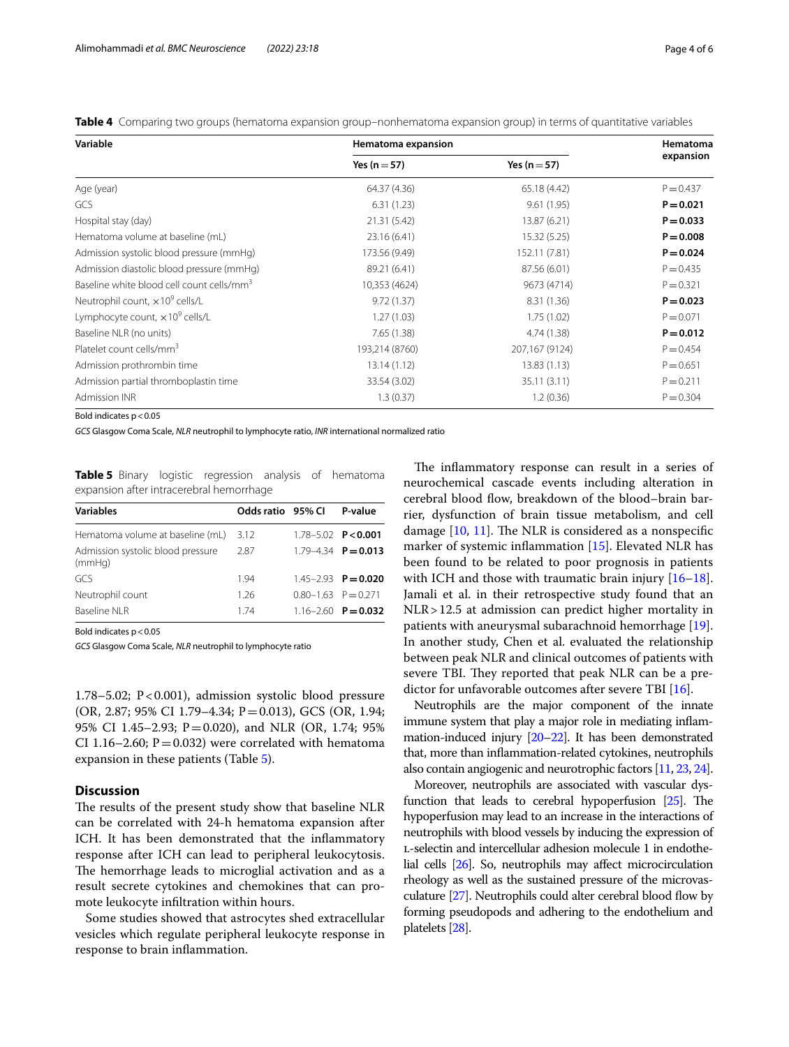**Table 4** Comparing two groups (hematoma expansion group–nonhematoma expansion group) in terms of quantitative variables

| Variable | Hematoma expansion | | Hematoma expansion |
|---|---|---|---|
| | Yes (n = 57) | Yes (n = 57) | |
| Age (year) | 64.37 (4.36) | 65.18 (4.42) | P = 0.437 |
| GCS | 6.31 (1.23) | 9.61 (1.95) | **P = 0.021** |
| Hospital stay (day) | 21.31 (5.42) | 13.87 (6.21) | **P = 0.033** |
| Hematoma volume at baseline (mL) | 23.16 (6.41) | 15.32 (5.25) | **P = 0.008** |
| Admission systolic blood pressure (mmHg) | 173.56 (9.49) | 152.11 (7.81) | **P = 0.024** |
| Admission diastolic blood pressure (mmHg) | 89.21 (6.41) | 87.56 (6.01) | P = 0.435 |
| Baseline white blood cell count cells/mm$^3$ | 10,353 (4624) | 9673 (4714) | P = 0.321 |
| Neutrophil count, $\times 10^9$ cells/L | 9.72 (1.37) | 8.31 (1.36) | **P = 0.023** |
| Lymphocyte count, $\times 10^9$ cells/L | 1.27 (1.03) | 1.75 (1.02) | P = 0.071 |
| Baseline NLR (no units) | 7.65 (1.38) | 4.74 (1.38) | **P = 0.012** |
| Platelet count cells/mm$^3$ | 193,214 (8760) | 207,167 (9124) | P = 0.454 |
| Admission prothrombin time | 13.14 (1.12) | 13.83 (1.13) | P = 0.651 |
| Admission partial thromboplastin time | 33.54 (3.02) | 35.11 (3.11) | P = 0.211 |
| Admission INR | 1.3 (0.37) | 1.2 (0.36) | P = 0.304 |

Bold indicates p < 0.05

*GCS* Glasgow Coma Scale, *NLR* neutrophil to lymphocyte ratio, *INR* international normalized ratio

**Table 5** Binary logistic regression analysis of hematoma expansion after intracerebral hemorrhage

| Variables | Odds ratio | 95% CI | P-value |
|---|---|---|---|
| Hematoma volume at baseline (mL) | 3.12 | 1.78–5.02 | **P < 0.001** |
| Admission systolic blood pressure (mmHg) | 2.87 | 1.79–4.34 | **P = 0.013** |
| GCS | 1.94 | 1.45–2.93 | **P = 0.020** |
| Neutrophil count | 1.26 | 0.80–1.63 | P = 0.271 |
| Baseline NLR | 1.74 | 1.16–2.60 | **P = 0.032** |

Bold indicates p < 0.05

*GCS* Glasgow Coma Scale, *NLR* neutrophil to lymphocyte ratio

1.78–5.02; P < 0.001), admission systolic blood pressure (OR, 2.87; 95% CI 1.79–4.34; P = 0.013), GCS (OR, 1.94; 95% CI 1.45–2.93; P = 0.020), and NLR (OR, 1.74; 95% CI 1.16–2.60; P = 0.032) were correlated with hematoma expansion in these patients (Table 5).

## Discussion

The results of the present study show that baseline NLR can be correlated with 24-h hematoma expansion after ICH. It has been demonstrated that the inflammatory response after ICH can lead to peripheral leukocytosis. The hemorrhage leads to microglial activation and as a result secrete cytokines and chemokines that can promote leukocyte infiltration within hours.

Some studies showed that astrocytes shed extracellular vesicles which regulate peripheral leukocyte response in response to brain inflammation.

The inflammatory response can result in a series of neurochemical cascade events including alteration in cerebral blood flow, breakdown of the blood–brain barrier, dysfunction of brain tissue metabolism, and cell damage [10, 11]. The NLR is considered as a nonspecific marker of systemic inflammation [15]. Elevated NLR has been found to be related to poor prognosis in patients with ICH and those with traumatic brain injury [16–18]. Jamali et al. in their retrospective study found that an NLR > 12.5 at admission can predict higher mortality in patients with aneurysmal subarachnoid hemorrhage [19]. In another study, Chen et al. evaluated the relationship between peak NLR and clinical outcomes of patients with severe TBI. They reported that peak NLR can be a predictor for unfavorable outcomes after severe TBI [16].

Neutrophils are the major component of the innate immune system that play a major role in mediating inflammation-induced injury [20–22]. It has been demonstrated that, more than inflammation-related cytokines, neutrophils also contain angiogenic and neurotrophic factors [11, 23, 24].

Moreover, neutrophils are associated with vascular dysfunction that leads to cerebral hypoperfusion [25]. The hypoperfusion may lead to an increase in the interactions of neutrophils with blood vessels by inducing the expression of L-selectin and intercellular adhesion molecule 1 in endothelial cells [26]. So, neutrophils may affect microcirculation rheology as well as the sustained pressure of the microvasculature [27]. Neutrophils could alter cerebral blood flow by forming pseudopods and adhering to the endothelium and platelets [28].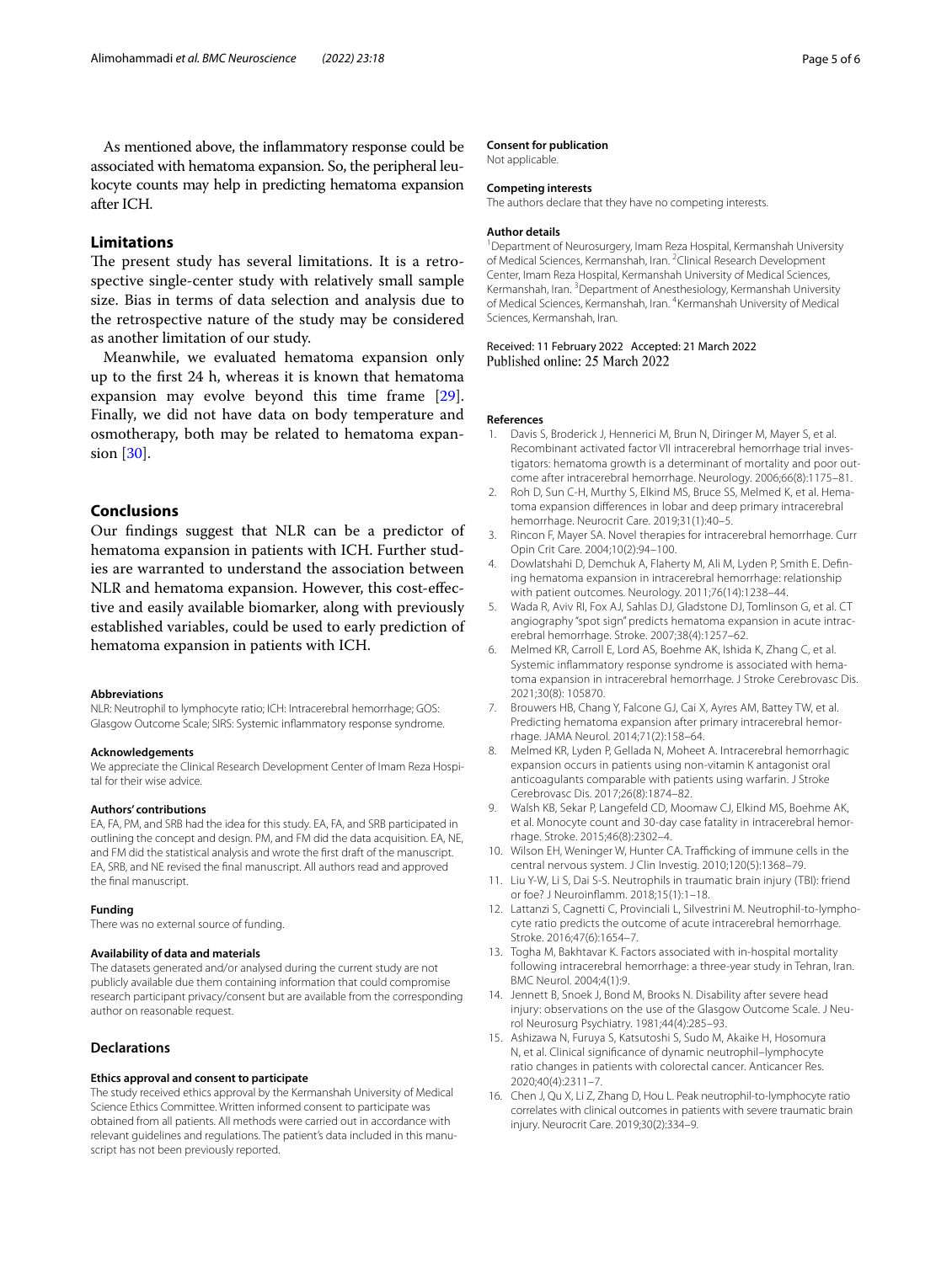As mentioned above, the inflammatory response could be associated with hematoma expansion. So, the peripheral leukocyte counts may help in predicting hematoma expansion after ICH.

## Limitations

The present study has several limitations. It is a retrospective single-center study with relatively small sample size. Bias in terms of data selection and analysis due to the retrospective nature of the study may be considered as another limitation of our study.

Meanwhile, we evaluated hematoma expansion only up to the first 24 h, whereas it is known that hematoma expansion may evolve beyond this time frame [29]. Finally, we did not have data on body temperature and osmotherapy, both may be related to hematoma expansion [30].

## Conclusions

Our findings suggest that NLR can be a predictor of hematoma expansion in patients with ICH. Further studies are warranted to understand the association between NLR and hematoma expansion. However, this cost-effective and easily available biomarker, along with previously established variables, could be used to early prediction of hematoma expansion in patients with ICH.

#### Abbreviations

NLR: Neutrophil to lymphocyte ratio; ICH: Intracerebral hemorrhage; GOS: Glasgow Outcome Scale; SIRS: Systemic inflammatory response syndrome.

#### Acknowledgements

We appreciate the Clinical Research Development Center of Imam Reza Hospital for their wise advice.

#### Authors' contributions

EA, FA, PM, and SRB had the idea for this study. EA, FA, and SRB participated in outlining the concept and design. PM, and FM did the data acquisition. EA, NE, and FM did the statistical analysis and wrote the first draft of the manuscript. EA, SRB, and NE revised the final manuscript. All authors read and approved the final manuscript.

#### Funding

There was no external source of funding.

#### Availability of data and materials

The datasets generated and/or analysed during the current study are not publicly available due them containing information that could compromise research participant privacy/consent but are available from the corresponding author on reasonable request.

### Declarations

#### Ethics approval and consent to participate

The study received ethics approval by the Kermanshah University of Medical Science Ethics Committee. Written informed consent to participate was obtained from all patients. All methods were carried out in accordance with relevant guidelines and regulations. The patient's data included in this manuscript has not been previously reported.

#### Consent for publication

Not applicable.

#### Competing interests

The authors declare that they have no competing interests.

#### Author details

[1] Department of Neurosurgery, Imam Reza Hospital, Kermanshah University of Medical Sciences, Kermanshah, Iran. [2] Clinical Research Development Center, Imam Reza Hospital, Kermanshah University of Medical Sciences, Kermanshah, Iran. [3] Department of Anesthesiology, Kermanshah University of Medical Sciences, Kermanshah, Iran. [4] Kermanshah University of Medical Sciences, Kermanshah, Iran.

Received: 11 February 2022 Accepted: 21 March 2022
Published online: 25 March 2022

#### References

1. Davis S, Broderick J, Hennerici M, Brun N, Diringer M, Mayer S, et al. Recombinant activated factor VII intracerebral hemorrhage trial investigators: hematoma growth is a determinant of mortality and poor outcome after intracerebral hemorrhage. Neurology. 2006;66(8):1175–81.
2. Roh D, Sun C-H, Murthy S, Elkind MS, Bruce SS, Melmed K, et al. Hematoma expansion differences in lobar and deep primary intracerebral hemorrhage. Neurocrit Care. 2019;31(1):40–5.
3. Rincon F, Mayer SA. Novel therapies for intracerebral hemorrhage. Curr Opin Crit Care. 2004;10(2):94–100.
4. Dowlatshahi D, Demchuk A, Flaherty M, Ali M, Lyden P, Smith E. Defining hematoma expansion in intracerebral hemorrhage: relationship with patient outcomes. Neurology. 2011;76(14):1238–44.
5. Wada R, Aviv RI, Fox AJ, Sahlas DJ, Gladstone DJ, Tomlinson G, et al. CT angiography "spot sign" predicts hematoma expansion in acute intracerebral hemorrhage. Stroke. 2007;38(4):1257–62.
6. Melmed KR, Carroll E, Lord AS, Boehme AK, Ishida K, Zhang C, et al. Systemic inflammatory response syndrome is associated with hematoma expansion in intracerebral hemorrhage. J Stroke Cerebrovasc Dis. 2021;30(8): 105870.
7. Brouwers HB, Chang Y, Falcone GJ, Cai X, Ayres AM, Battey TW, et al. Predicting hematoma expansion after primary intracerebral hemorrhage. JAMA Neurol. 2014;71(2):158–64.
8. Melmed KR, Lyden P, Gellada N, Moheet A. Intracerebral hemorrhagic expansion occurs in patients using non-vitamin K antagonist oral anticoagulants comparable with patients using warfarin. J Stroke Cerebrovasc Dis. 2017;26(8):1874–82.
9. Walsh KB, Sekar P, Langefeld CD, Moomaw CJ, Elkind MS, Boehme AK, et al. Monocyte count and 30-day case fatality in intracerebral hemorrhage. Stroke. 2015;46(8):2302–4.
10. Wilson EH, Weninger W, Hunter CA. Trafficking of immune cells in the central nervous system. J Clin Investig. 2010;120(5):1368–79.
11. Liu Y-W, Li S, Dai S-S. Neutrophils in traumatic brain injury (TBI): friend or foe? J Neuroinflamm. 2018;15(1):1–18.
12. Lattanzi S, Cagnetti C, Provinciali L, Silvestrini M. Neutrophil-to-lymphocyte ratio predicts the outcome of acute intracerebral hemorrhage. Stroke. 2016;47(6):1654–7.
13. Togha M, Bakhtavar K. Factors associated with in-hospital mortality following intracerebral hemorrhage: a three-year study in Tehran, Iran. BMC Neurol. 2004;4(1):9.
14. Jennett B, Snoek J, Bond M, Brooks N. Disability after severe head injury: observations on the use of the Glasgow Outcome Scale. J Neurol Neurosurg Psychiatry. 1981;44(4):285–93.
15. Ashizawa N, Furuya S, Katsutoshi S, Sudo M, Akaike H, Hosomura N, et al. Clinical significance of dynamic neutrophil–lymphocyte ratio changes in patients with colorectal cancer. Anticancer Res. 2020;40(4):2311–7.
16. Chen J, Qu X, Li Z, Zhang D, Hou L. Peak neutrophil-to-lymphocyte ratio correlates with clinical outcomes in patients with severe traumatic brain injury. Neurocrit Care. 2019;30(2):334–9.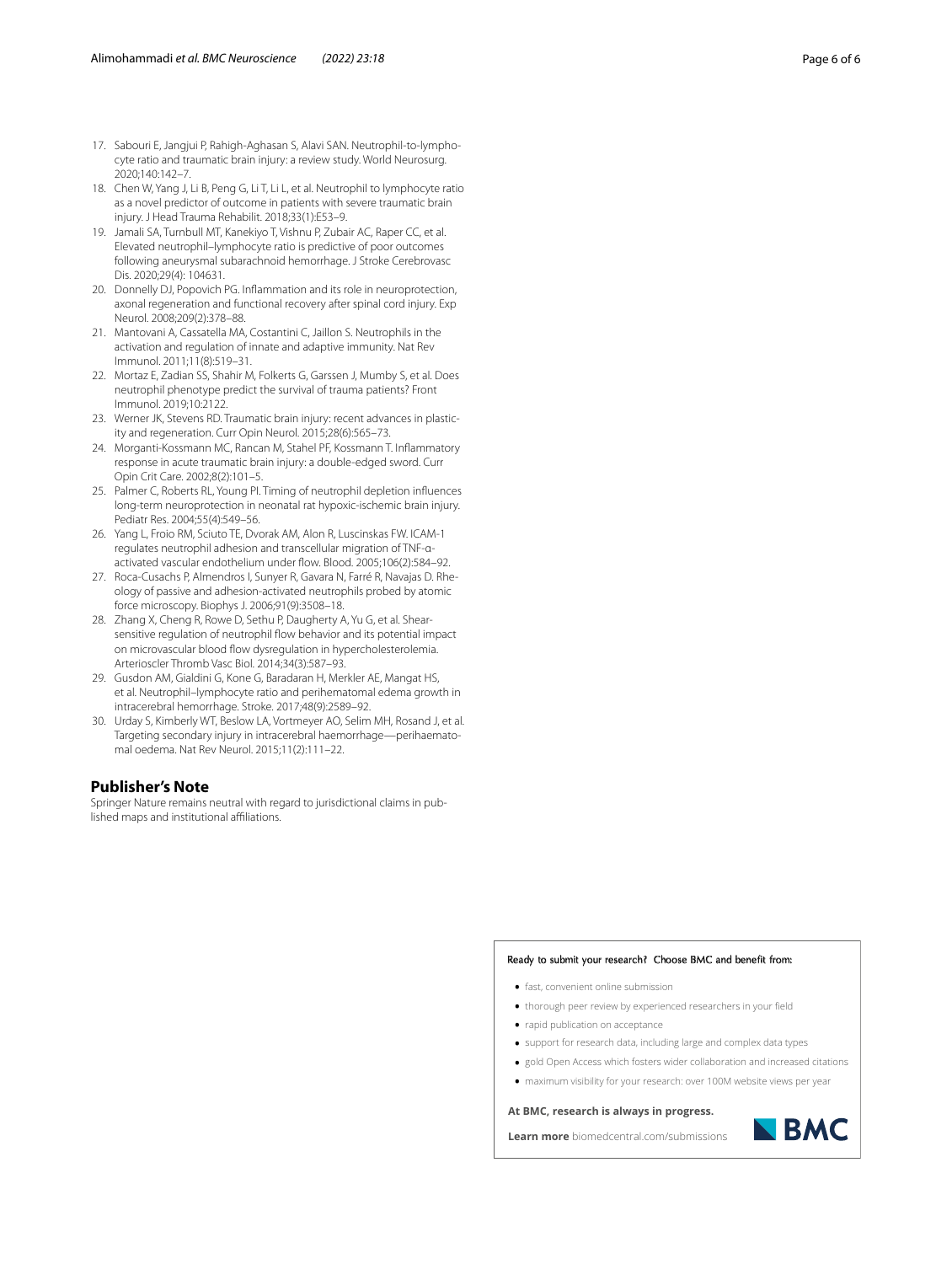17. Sabouri E, Jangjui P, Rahigh-Aghasan S, Alavi SAN. Neutrophil-to-lymphocyte ratio and traumatic brain injury: a review study. World Neurosurg. 2020;140:142–7.
18. Chen W, Yang J, Li B, Peng G, Li T, Li L, et al. Neutrophil to lymphocyte ratio as a novel predictor of outcome in patients with severe traumatic brain injury. J Head Trauma Rehabilit. 2018;33(1):E53–9.
19. Jamali SA, Turnbull MT, Kanekiyo T, Vishnu P, Zubair AC, Raper CC, et al. Elevated neutrophil–lymphocyte ratio is predictive of poor outcomes following aneurysmal subarachnoid hemorrhage. J Stroke Cerebrovasc Dis. 2020;29(4): 104631.
20. Donnelly DJ, Popovich PG. Inflammation and its role in neuroprotection, axonal regeneration and functional recovery after spinal cord injury. Exp Neurol. 2008;209(2):378–88.
21. Mantovani A, Cassatella MA, Costantini C, Jaillon S. Neutrophils in the activation and regulation of innate and adaptive immunity. Nat Rev Immunol. 2011;11(8):519–31.
22. Mortaz E, Zadian SS, Shahir M, Folkerts G, Garssen J, Mumby S, et al. Does neutrophil phenotype predict the survival of trauma patients? Front Immunol. 2019;10:2122.
23. Werner JK, Stevens RD. Traumatic brain injury: recent advances in plasticity and regeneration. Curr Opin Neurol. 2015;28(6):565–73.
24. Morganti-Kossmann MC, Rancan M, Stahel PF, Kossmann T. Inflammatory response in acute traumatic brain injury: a double-edged sword. Curr Opin Crit Care. 2002;8(2):101–5.
25. Palmer C, Roberts RL, Young PI. Timing of neutrophil depletion influences long-term neuroprotection in neonatal rat hypoxic-ischemic brain injury. Pediatr Res. 2004;55(4):549–56.
26. Yang L, Froio RM, Sciuto TE, Dvorak AM, Alon R, Luscinskas FW. ICAM-1 regulates neutrophil adhesion and transcellular migration of TNF-α-activated vascular endothelium under flow. Blood. 2005;106(2):584–92.
27. Roca-Cusachs P, Almendros I, Sunyer R, Gavara N, Farré R, Navajas D. Rheology of passive and adhesion-activated neutrophils probed by atomic force microscopy. Biophys J. 2006;91(9):3508–18.
28. Zhang X, Cheng R, Rowe D, Sethu P, Daugherty A, Yu G, et al. Shear-sensitive regulation of neutrophil flow behavior and its potential impact on microvascular blood flow dysregulation in hypercholesterolemia. Arterioscler Thromb Vasc Biol. 2014;34(3):587–93.
29. Gusdon AM, Gialdini G, Kone G, Baradaran H, Merkler AE, Mangat HS, et al. Neutrophil–lymphocyte ratio and perihematomal edema growth in intracerebral hemorrhage. Stroke. 2017;48(9):2589–92.
30. Urday S, Kimberly WT, Beslow LA, Vortmeyer AO, Selim MH, Rosand J, et al. Targeting secondary injury in intracerebral haemorrhage—perihaematomal oedema. Nat Rev Neurol. 2015;11(2):111–22.

## Publisher's Note

Springer Nature remains neutral with regard to jurisdictional claims in published maps and institutional affiliations.